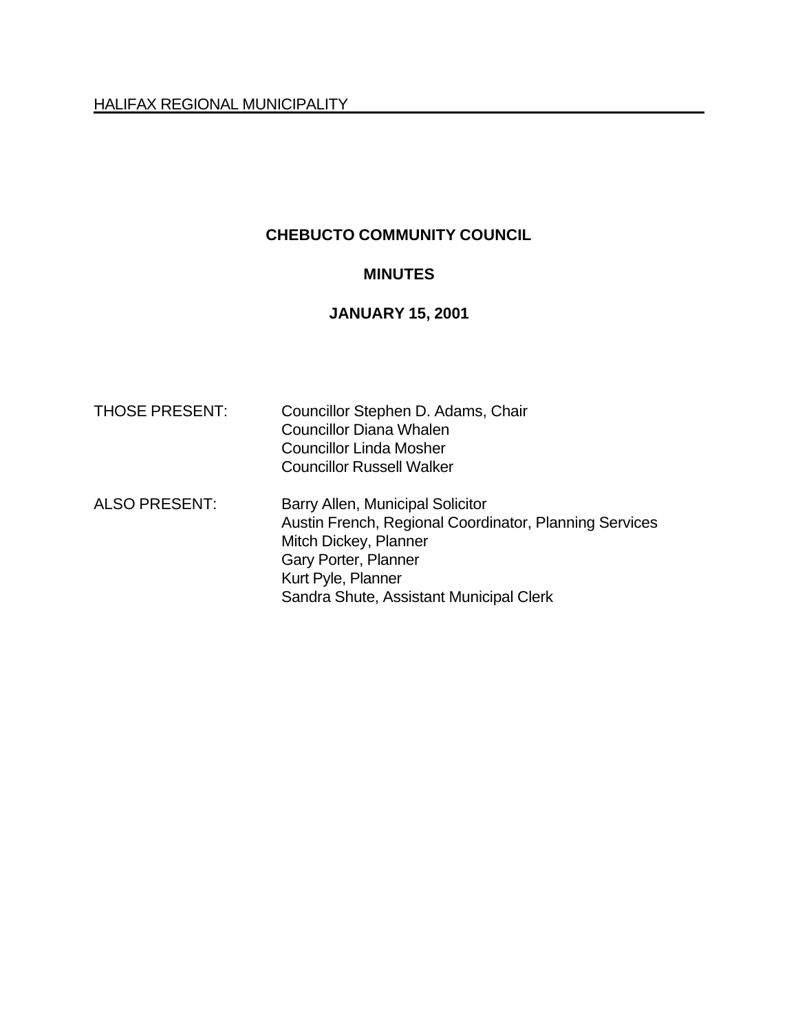HALIFAX REGIONAL MUNICIPALITY

# CHEBUCTO COMMUNITY COUNCIL

## MINUTES

## JANUARY 15, 2001

| | |
|---|---|
| THOSE PRESENT: | Councillor Stephen D. Adams, Chair<br>Councillor Diana Whalen<br>Councillor Linda Mosher<br>Councillor Russell Walker |
| ALSO PRESENT: | Barry Allen, Municipal Solicitor<br>Austin French, Regional Coordinator, Planning Services<br>Mitch Dickey, Planner<br>Gary Porter, Planner<br>Kurt Pyle, Planner<br>Sandra Shute, Assistant Municipal Clerk |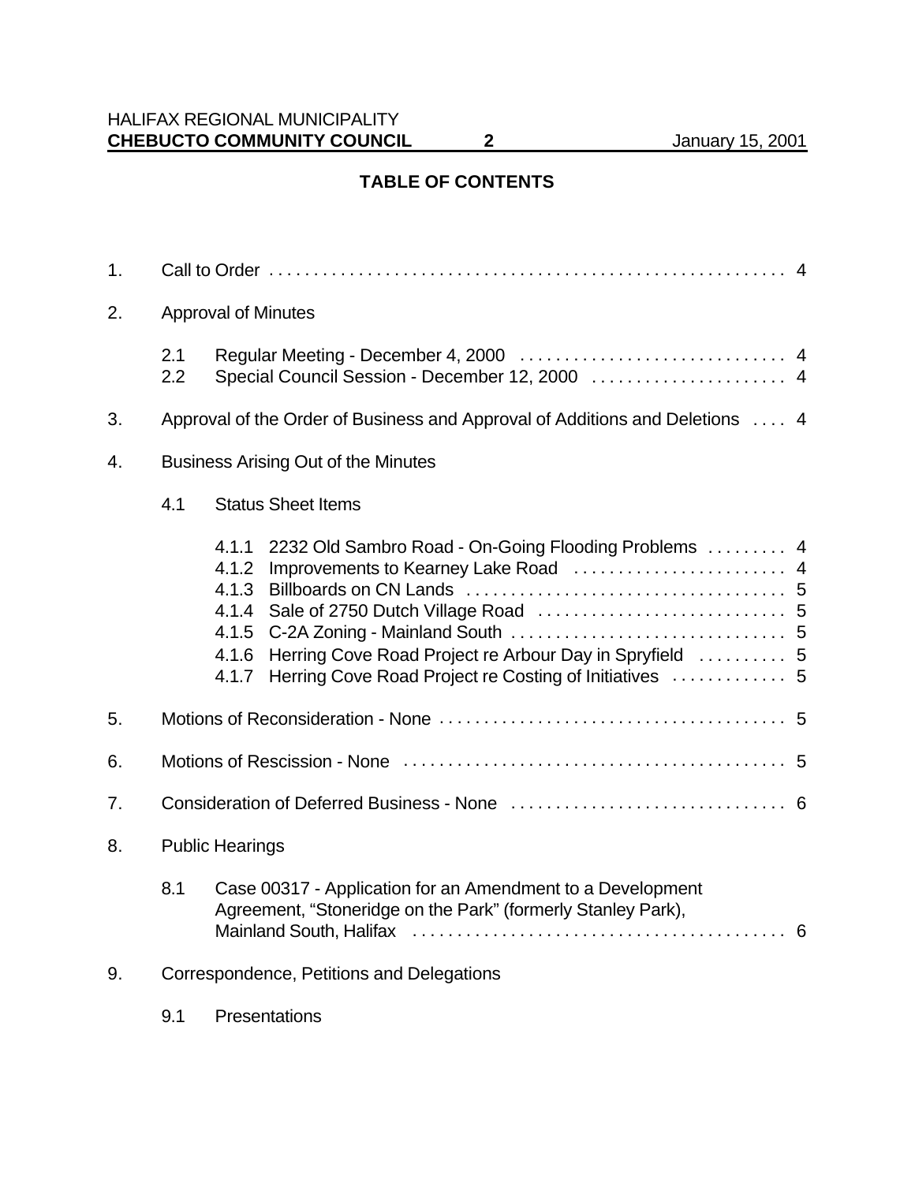**TABLE OF CONTENTS**

1. Call to Order . . . . . . . . . . . . . . . . . . . . . . . . . . . . . . . . . . . . . . . . . . . . . . . . . . . . . . . . . 4

2. Approval of Minutes

   2.1 Regular Meeting - December 4, 2000 . . . . . . . . . . . . . . . . . . . . . . . . . . . . . . 4
   2.2 Special Council Session - December 12, 2000 . . . . . . . . . . . . . . . . . . . . . . 4

3. Approval of the Order of Business and Approval of Additions and Deletions . . . . 4

4. Business Arising Out of the Minutes

   4.1 Status Sheet Items

      4.1.1 2232 Old Sambro Road - On-Going Flooding Problems . . . . . . . . . 4
      4.1.2 Improvements to Kearney Lake Road . . . . . . . . . . . . . . . . . . . . . . . . 4
      4.1.3 Billboards on CN Lands . . . . . . . . . . . . . . . . . . . . . . . . . . . . . . . . . . . 5
      4.1.4 Sale of 2750 Dutch Village Road . . . . . . . . . . . . . . . . . . . . . . . . . . . 5
      4.1.5 C-2A Zoning - Mainland South . . . . . . . . . . . . . . . . . . . . . . . . . . . . . . 5
      4.1.6 Herring Cove Road Project re Arbour Day in Spryfield . . . . . . . . . . 5
      4.1.7 Herring Cove Road Project re Costing of Initiatives . . . . . . . . . . . . . 5

5. Motions of Reconsideration - None . . . . . . . . . . . . . . . . . . . . . . . . . . . . . . . . . . . . . . 5

6. Motions of Rescission - None . . . . . . . . . . . . . . . . . . . . . . . . . . . . . . . . . . . . . . . . . . 5

7. Consideration of Deferred Business - None . . . . . . . . . . . . . . . . . . . . . . . . . . . . . . . 6

8. Public Hearings

   8.1 Case 00317 - Application for an Amendment to a Development Agreement, "Stoneridge on the Park" (formerly Stanley Park), Mainland South, Halifax . . . . . . . . . . . . . . . . . . . . . . . . . . . . . . . . . . . . . . . . . . 6

9. Correspondence, Petitions and Delegations

   9.1 Presentations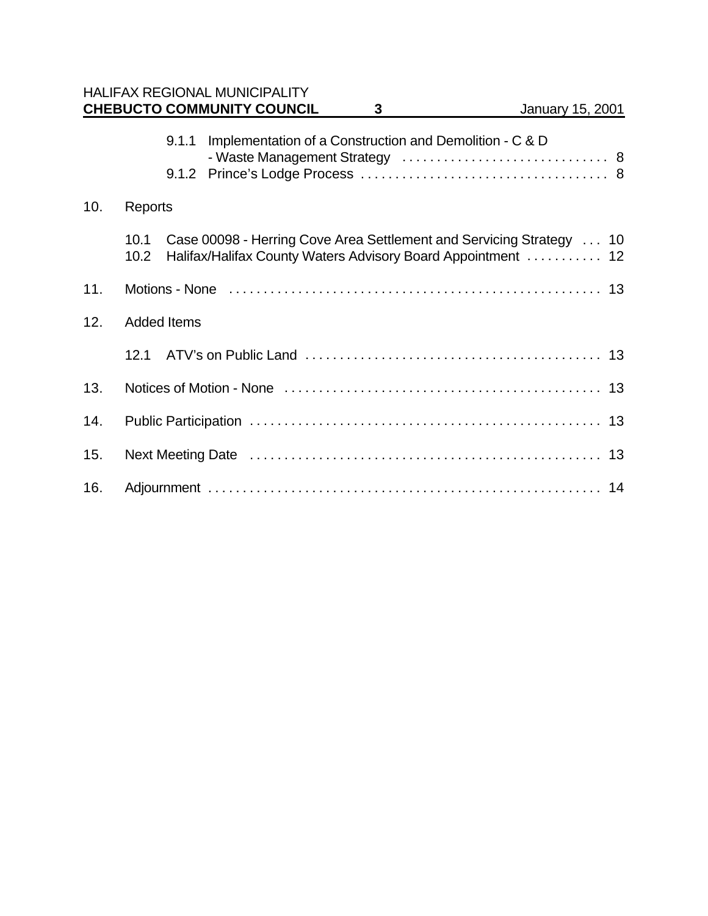9.1.1 Implementation of a Construction and Demolition - C & D - Waste Management Strategy . . . . . . . . . . . . . . . . . . . . . . . . . . . . . 8
9.1.2 Prince's Lodge Process . . . . . . . . . . . . . . . . . . . . . . . . . . . . . . . . . . . 8

10. Reports

10.1 Case 00098 - Herring Cove Area Settlement and Servicing Strategy . . . 10
10.2 Halifax/Halifax County Waters Advisory Board Appointment . . . . . . . . . . . 12

11. Motions - None . . . . . . . . . . . . . . . . . . . . . . . . . . . . . . . . . . . . . . . . . . . . . . . . . . . . . 13

12. Added Items

12.1 ATV's on Public Land . . . . . . . . . . . . . . . . . . . . . . . . . . . . . . . . . . . . . . . . . . 13

13. Notices of Motion - None . . . . . . . . . . . . . . . . . . . . . . . . . . . . . . . . . . . . . . . . . . . . . 13

14. Public Participation . . . . . . . . . . . . . . . . . . . . . . . . . . . . . . . . . . . . . . . . . . . . . . . . . . 13

15. Next Meeting Date . . . . . . . . . . . . . . . . . . . . . . . . . . . . . . . . . . . . . . . . . . . . . . . . . . 13

16. Adjournment . . . . . . . . . . . . . . . . . . . . . . . . . . . . . . . . . . . . . . . . . . . . . . . . . . . . . . . . 14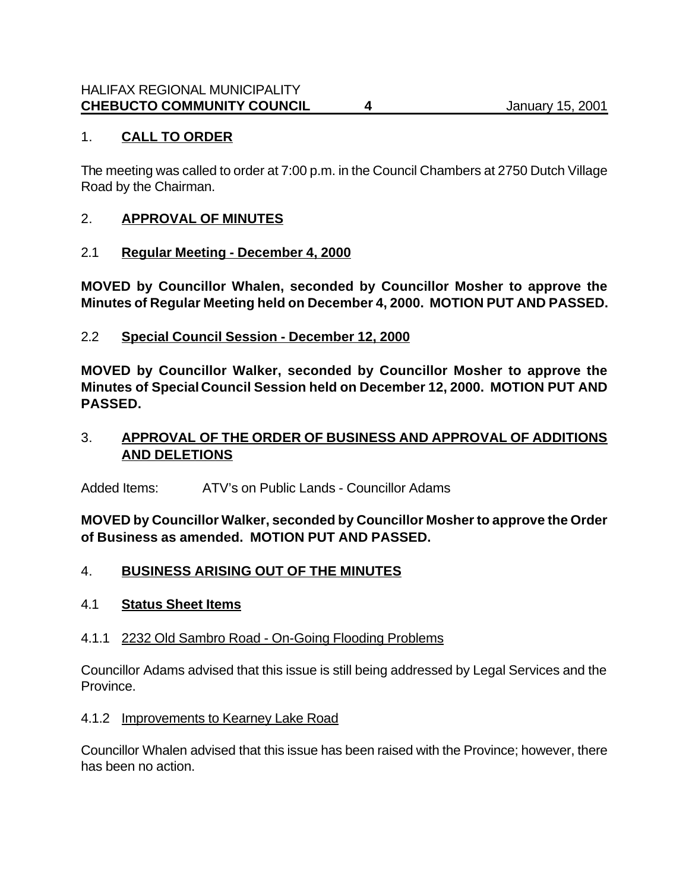## 1. **CALL TO ORDER**

The meeting was called to order at 7:00 p.m. in the Council Chambers at 2750 Dutch Village Road by the Chairman.

## 2. **APPROVAL OF MINUTES**

### 2.1 **Regular Meeting - December 4, 2000**

**MOVED by Councillor Whalen, seconded by Councillor Mosher to approve the Minutes of Regular Meeting held on December 4, 2000. MOTION PUT AND PASSED.**

### 2.2 **Special Council Session - December 12, 2000**

**MOVED by Councillor Walker, seconded by Councillor Mosher to approve the Minutes of Special Council Session held on December 12, 2000. MOTION PUT AND PASSED.**

## 3. **APPROVAL OF THE ORDER OF BUSINESS AND APPROVAL OF ADDITIONS AND DELETIONS**

Added Items: ATV's on Public Lands - Councillor Adams

**MOVED by Councillor Walker, seconded by Councillor Mosher to approve the Order of Business as amended. MOTION PUT AND PASSED.**

## 4. **BUSINESS ARISING OUT OF THE MINUTES**

### 4.1 **Status Sheet Items**

#### 4.1.1 2232 Old Sambro Road - On-Going Flooding Problems

Councillor Adams advised that this issue is still being addressed by Legal Services and the Province.

#### 4.1.2 Improvements to Kearney Lake Road

Councillor Whalen advised that this issue has been raised with the Province; however, there has been no action.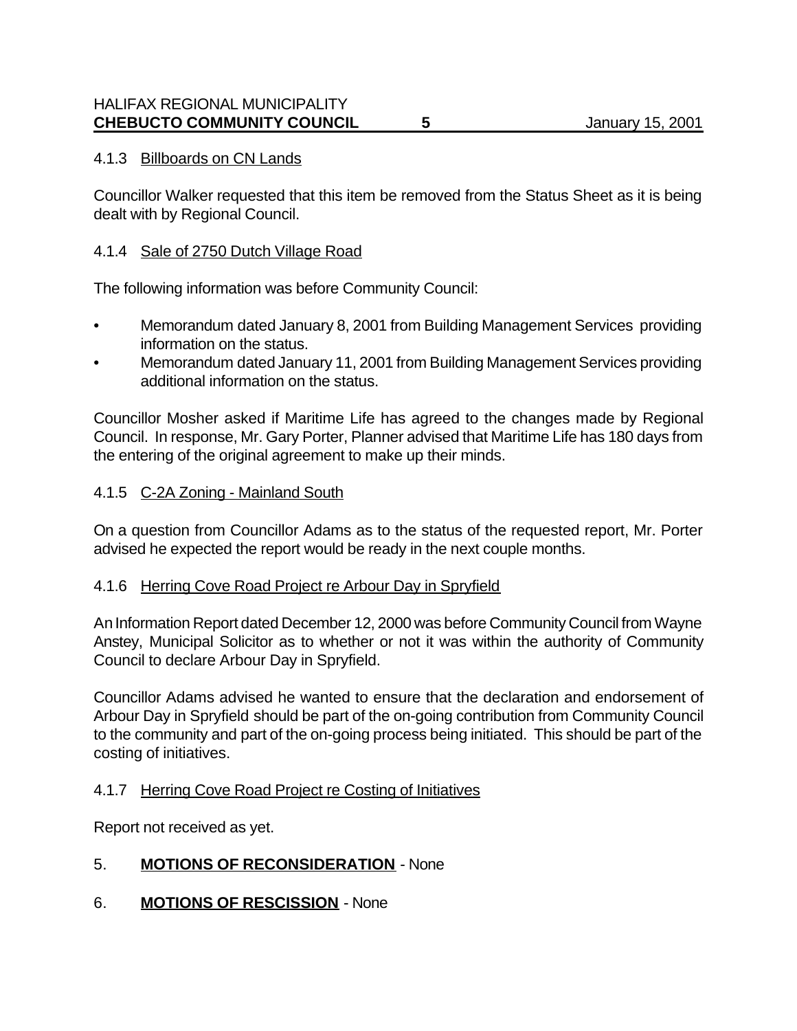#### 4.1.3 Billboards on CN Lands

Councillor Walker requested that this item be removed from the Status Sheet as it is being dealt with by Regional Council.

#### 4.1.4 Sale of 2750 Dutch Village Road

The following information was before Community Council:

- Memorandum dated January 8, 2001 from Building Management Services providing information on the status.
- Memorandum dated January 11, 2001 from Building Management Services providing additional information on the status.

Councillor Mosher asked if Maritime Life has agreed to the changes made by Regional Council. In response, Mr. Gary Porter, Planner advised that Maritime Life has 180 days from the entering of the original agreement to make up their minds.

#### 4.1.5 C-2A Zoning - Mainland South

On a question from Councillor Adams as to the status of the requested report, Mr. Porter advised he expected the report would be ready in the next couple months.

#### 4.1.6 Herring Cove Road Project re Arbour Day in Spryfield

An Information Report dated December 12, 2000 was before Community Council from Wayne Anstey, Municipal Solicitor as to whether or not it was within the authority of Community Council to declare Arbour Day in Spryfield.

Councillor Adams advised he wanted to ensure that the declaration and endorsement of Arbour Day in Spryfield should be part of the on-going contribution from Community Council to the community and part of the on-going process being initiated. This should be part of the costing of initiatives.

#### 4.1.7 Herring Cove Road Project re Costing of Initiatives

Report not received as yet.

## 5. **MOTIONS OF RECONSIDERATION** - None

## 6. **MOTIONS OF RESCISSION** - None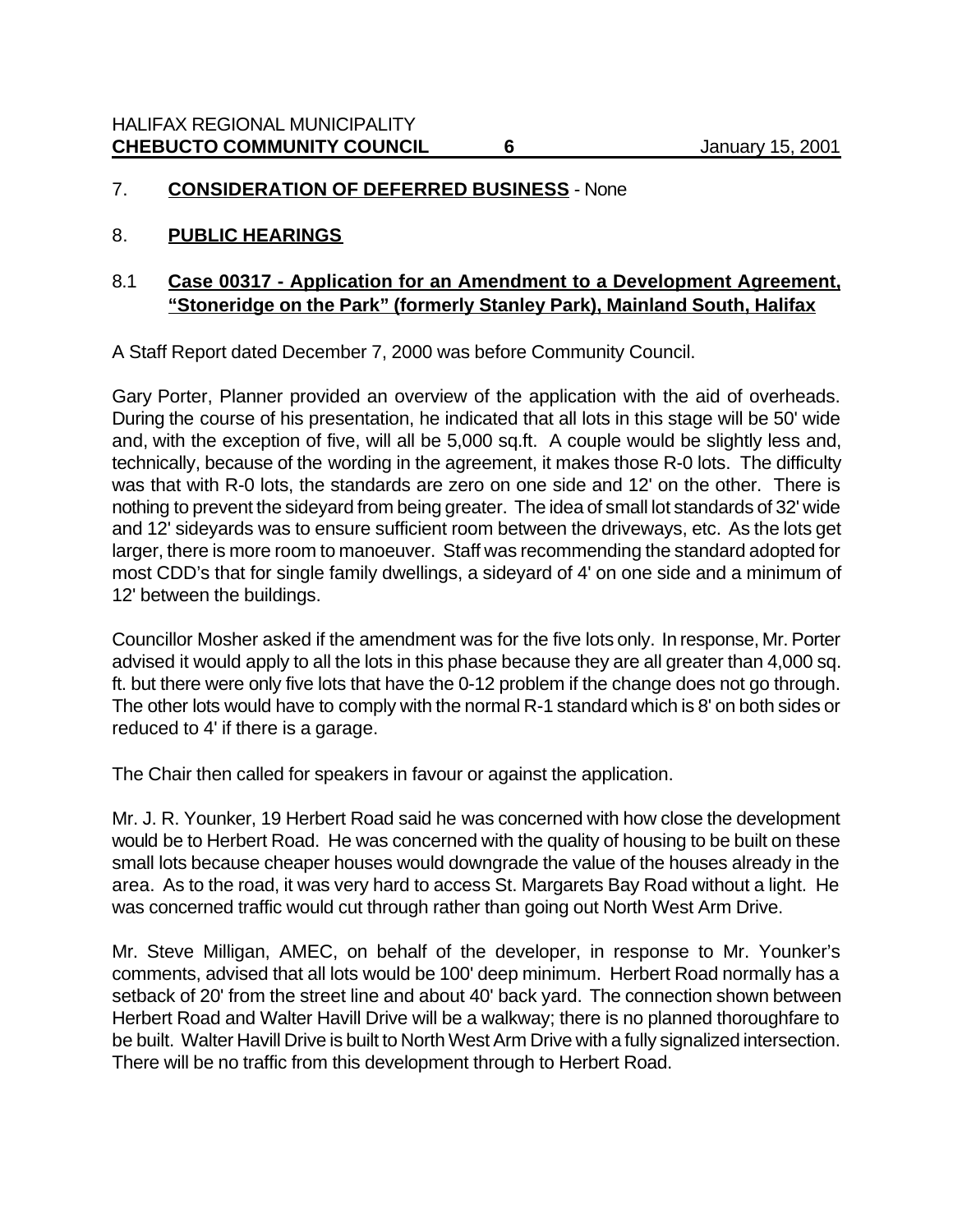7. **CONSIDERATION OF DEFERRED BUSINESS** - None

8. **PUBLIC HEARINGS**

8.1 **Case 00317 - Application for an Amendment to a Development Agreement, "Stoneridge on the Park" (formerly Stanley Park), Mainland South, Halifax**

A Staff Report dated December 7, 2000 was before Community Council.

Gary Porter, Planner provided an overview of the application with the aid of overheads. During the course of his presentation, he indicated that all lots in this stage will be 50' wide and, with the exception of five, will all be 5,000 sq.ft. A couple would be slightly less and, technically, because of the wording in the agreement, it makes those R-0 lots. The difficulty was that with R-0 lots, the standards are zero on one side and 12' on the other. There is nothing to prevent the sideyard from being greater. The idea of small lot standards of 32' wide and 12' sideyards was to ensure sufficient room between the driveways, etc. As the lots get larger, there is more room to manoeuver. Staff was recommending the standard adopted for most CDD's that for single family dwellings, a sideyard of 4' on one side and a minimum of 12' between the buildings.

Councillor Mosher asked if the amendment was for the five lots only. In response, Mr. Porter advised it would apply to all the lots in this phase because they are all greater than 4,000 sq. ft. but there were only five lots that have the 0-12 problem if the change does not go through. The other lots would have to comply with the normal R-1 standard which is 8' on both sides or reduced to 4' if there is a garage.

The Chair then called for speakers in favour or against the application.

Mr. J. R. Younker, 19 Herbert Road said he was concerned with how close the development would be to Herbert Road. He was concerned with the quality of housing to be built on these small lots because cheaper houses would downgrade the value of the houses already in the area. As to the road, it was very hard to access St. Margarets Bay Road without a light. He was concerned traffic would cut through rather than going out North West Arm Drive.

Mr. Steve Milligan, AMEC, on behalf of the developer, in response to Mr. Younker's comments, advised that all lots would be 100' deep minimum. Herbert Road normally has a setback of 20' from the street line and about 40' back yard. The connection shown between Herbert Road and Walter Havill Drive will be a walkway; there is no planned thoroughfare to be built. Walter Havill Drive is built to North West Arm Drive with a fully signalized intersection. There will be no traffic from this development through to Herbert Road.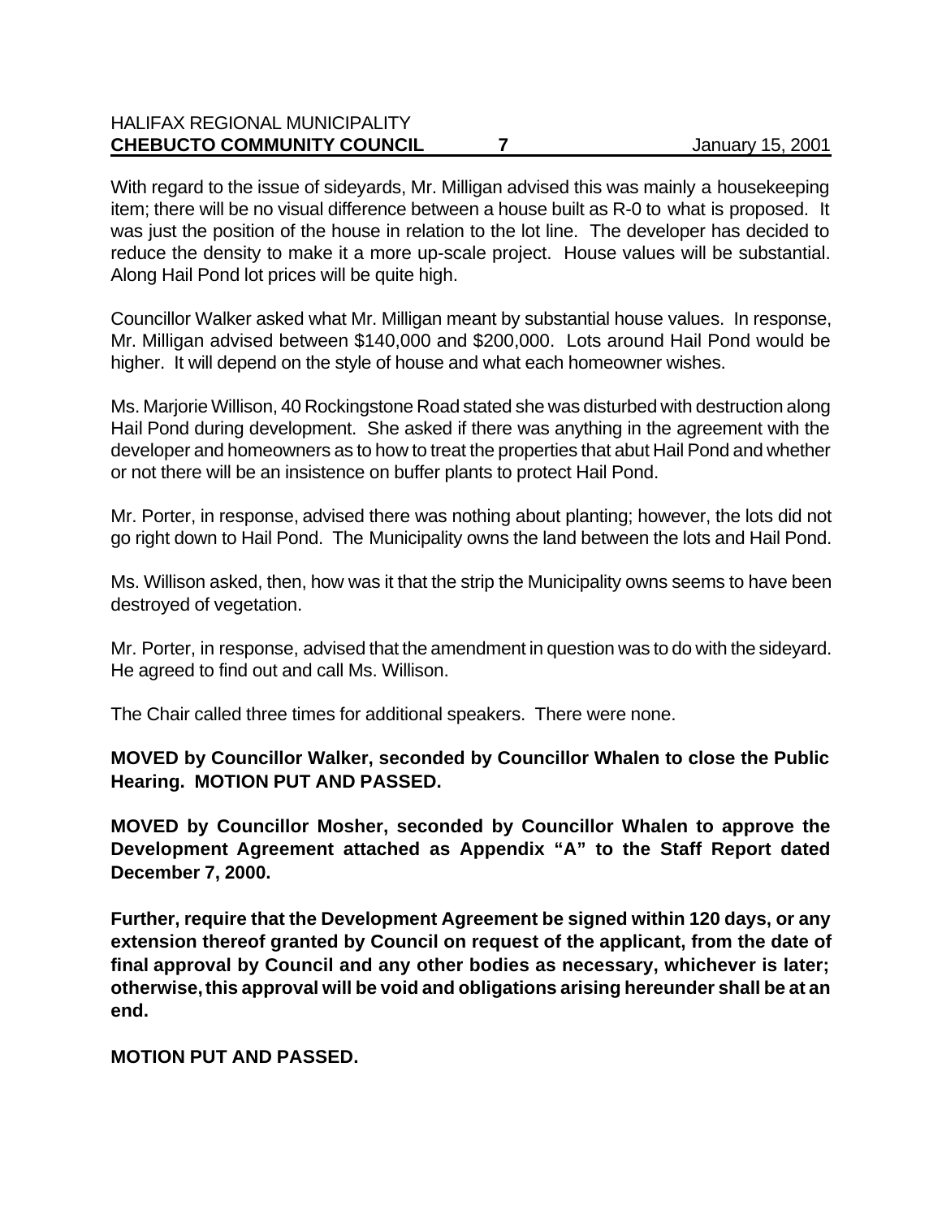With regard to the issue of sideyards, Mr. Milligan advised this was mainly a housekeeping item; there will be no visual difference between a house built as R-0 to what is proposed. It was just the position of the house in relation to the lot line. The developer has decided to reduce the density to make it a more up-scale project. House values will be substantial. Along Hail Pond lot prices will be quite high.

Councillor Walker asked what Mr. Milligan meant by substantial house values. In response, Mr. Milligan advised between $140,000 and $200,000. Lots around Hail Pond would be higher. It will depend on the style of house and what each homeowner wishes.

Ms. Marjorie Willison, 40 Rockingstone Road stated she was disturbed with destruction along Hail Pond during development. She asked if there was anything in the agreement with the developer and homeowners as to how to treat the properties that abut Hail Pond and whether or not there will be an insistence on buffer plants to protect Hail Pond.

Mr. Porter, in response, advised there was nothing about planting; however, the lots did not go right down to Hail Pond. The Municipality owns the land between the lots and Hail Pond.

Ms. Willison asked, then, how was it that the strip the Municipality owns seems to have been destroyed of vegetation.

Mr. Porter, in response, advised that the amendment in question was to do with the sideyard. He agreed to find out and call Ms. Willison.

The Chair called three times for additional speakers. There were none.

**MOVED by Councillor Walker, seconded by Councillor Whalen to close the Public Hearing. MOTION PUT AND PASSED.**

**MOVED by Councillor Mosher, seconded by Councillor Whalen to approve the Development Agreement attached as Appendix "A" to the Staff Report dated December 7, 2000.**

**Further, require that the Development Agreement be signed within 120 days, or any extension thereof granted by Council on request of the applicant, from the date of final approval by Council and any other bodies as necessary, whichever is later; otherwise, this approval will be void and obligations arising hereunder shall be at an end.**

**MOTION PUT AND PASSED.**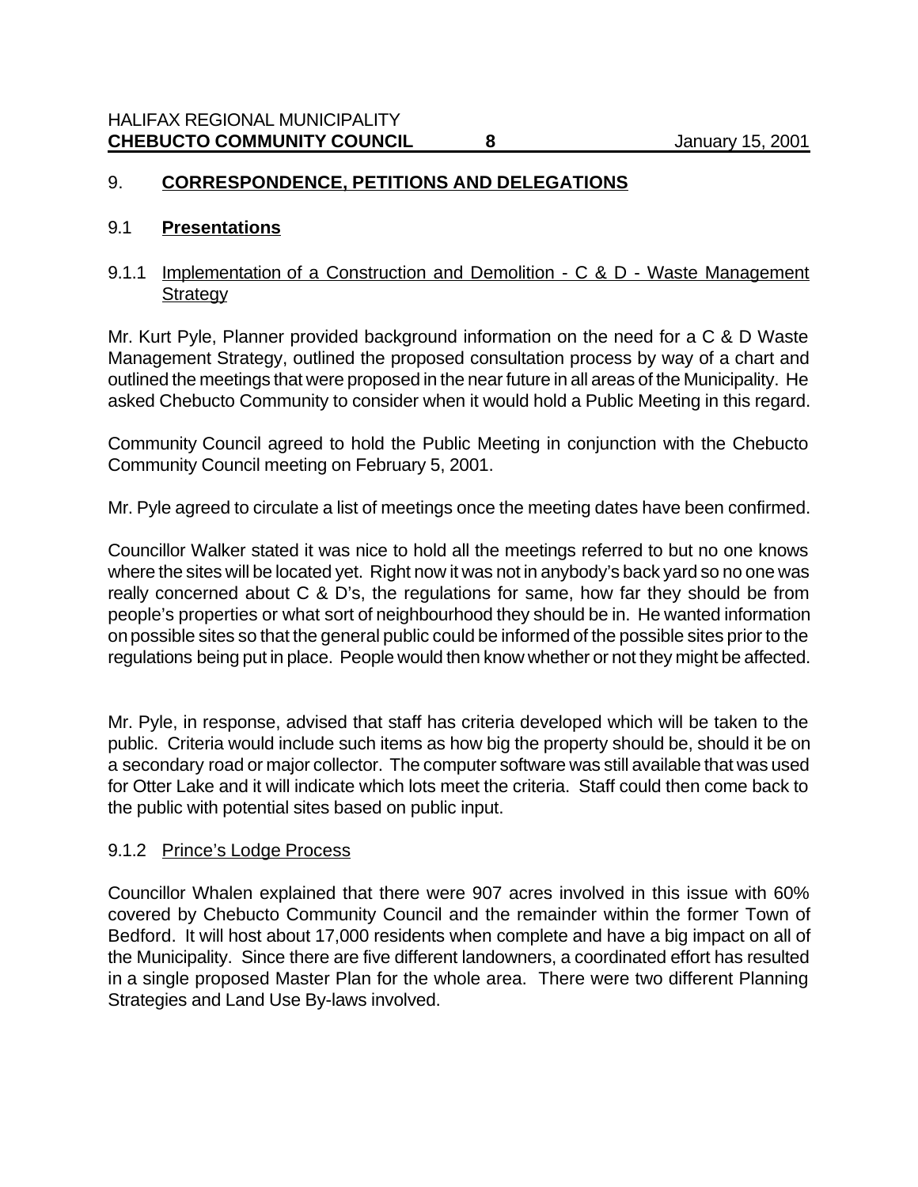## 9. CORRESPONDENCE, PETITIONS AND DELEGATIONS

### 9.1 Presentations

#### 9.1.1 Implementation of a Construction and Demolition - C & D - Waste Management Strategy

Mr. Kurt Pyle, Planner provided background information on the need for a C & D Waste Management Strategy, outlined the proposed consultation process by way of a chart and outlined the meetings that were proposed in the near future in all areas of the Municipality. He asked Chebucto Community to consider when it would hold a Public Meeting in this regard.

Community Council agreed to hold the Public Meeting in conjunction with the Chebucto Community Council meeting on February 5, 2001.

Mr. Pyle agreed to circulate a list of meetings once the meeting dates have been confirmed.

Councillor Walker stated it was nice to hold all the meetings referred to but no one knows where the sites will be located yet. Right now it was not in anybody's back yard so no one was really concerned about C & D's, the regulations for same, how far they should be from people's properties or what sort of neighbourhood they should be in. He wanted information on possible sites so that the general public could be informed of the possible sites prior to the regulations being put in place. People would then know whether or not they might be affected.

Mr. Pyle, in response, advised that staff has criteria developed which will be taken to the public. Criteria would include such items as how big the property should be, should it be on a secondary road or major collector. The computer software was still available that was used for Otter Lake and it will indicate which lots meet the criteria. Staff could then come back to the public with potential sites based on public input.

#### 9.1.2 Prince's Lodge Process

Councillor Whalen explained that there were 907 acres involved in this issue with 60% covered by Chebucto Community Council and the remainder within the former Town of Bedford. It will host about 17,000 residents when complete and have a big impact on all of the Municipality. Since there are five different landowners, a coordinated effort has resulted in a single proposed Master Plan for the whole area. There were two different Planning Strategies and Land Use By-laws involved.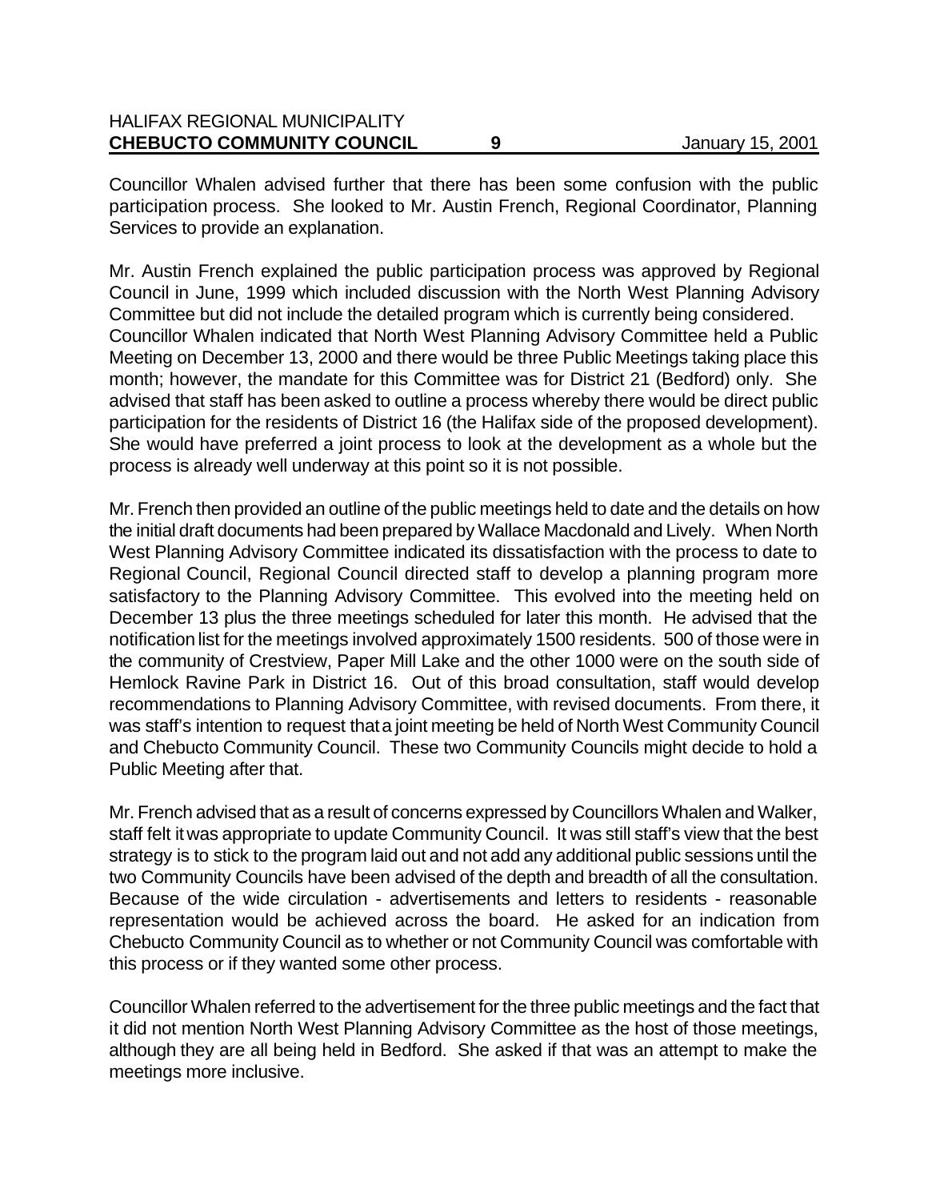Councillor Whalen advised further that there has been some confusion with the public participation process. She looked to Mr. Austin French, Regional Coordinator, Planning Services to provide an explanation.

Mr. Austin French explained the public participation process was approved by Regional Council in June, 1999 which included discussion with the North West Planning Advisory Committee but did not include the detailed program which is currently being considered.
Councillor Whalen indicated that North West Planning Advisory Committee held a Public Meeting on December 13, 2000 and there would be three Public Meetings taking place this month; however, the mandate for this Committee was for District 21 (Bedford) only. She advised that staff has been asked to outline a process whereby there would be direct public participation for the residents of District 16 (the Halifax side of the proposed development). She would have preferred a joint process to look at the development as a whole but the process is already well underway at this point so it is not possible.

Mr. French then provided an outline of the public meetings held to date and the details on how the initial draft documents had been prepared by Wallace Macdonald and Lively. When North West Planning Advisory Committee indicated its dissatisfaction with the process to date to Regional Council, Regional Council directed staff to develop a planning program more satisfactory to the Planning Advisory Committee. This evolved into the meeting held on December 13 plus the three meetings scheduled for later this month. He advised that the notification list for the meetings involved approximately 1500 residents. 500 of those were in the community of Crestview, Paper Mill Lake and the other 1000 were on the south side of Hemlock Ravine Park in District 16. Out of this broad consultation, staff would develop recommendations to Planning Advisory Committee, with revised documents. From there, it was staff's intention to request that a joint meeting be held of North West Community Council and Chebucto Community Council. These two Community Councils might decide to hold a Public Meeting after that.

Mr. French advised that as a result of concerns expressed by Councillors Whalen and Walker, staff felt it was appropriate to update Community Council. It was still staff's view that the best strategy is to stick to the program laid out and not add any additional public sessions until the two Community Councils have been advised of the depth and breadth of all the consultation. Because of the wide circulation - advertisements and letters to residents - reasonable representation would be achieved across the board. He asked for an indication from Chebucto Community Council as to whether or not Community Council was comfortable with this process or if they wanted some other process.

Councillor Whalen referred to the advertisement for the three public meetings and the fact that it did not mention North West Planning Advisory Committee as the host of those meetings, although they are all being held in Bedford. She asked if that was an attempt to make the meetings more inclusive.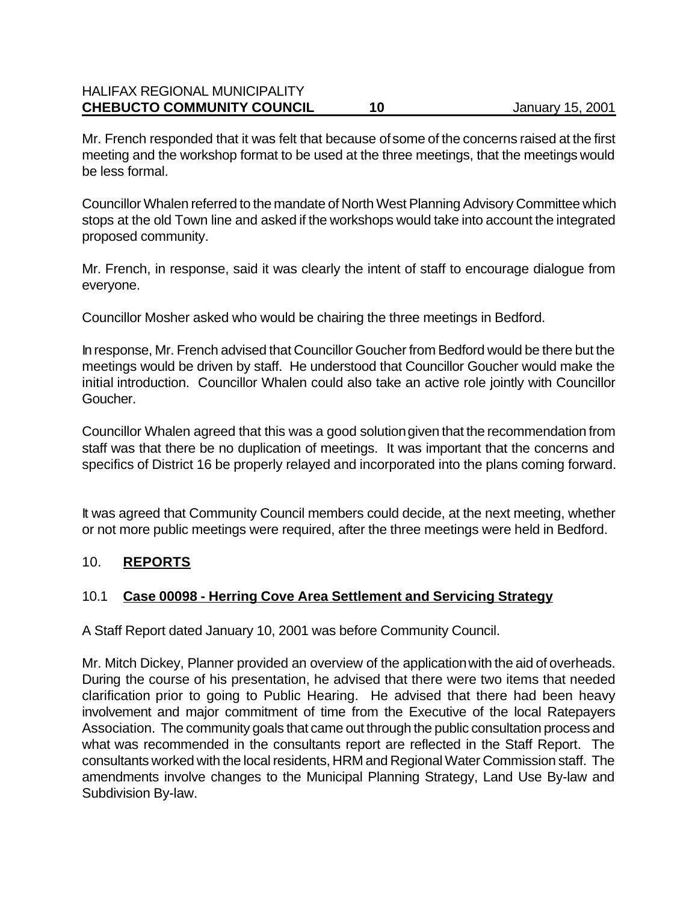Mr. French responded that it was felt that because of some of the concerns raised at the first meeting and the workshop format to be used at the three meetings, that the meetings would be less formal.

Councillor Whalen referred to the mandate of North West Planning Advisory Committee which stops at the old Town line and asked if the workshops would take into account the integrated proposed community.

Mr. French, in response, said it was clearly the intent of staff to encourage dialogue from everyone.

Councillor Mosher asked who would be chairing the three meetings in Bedford.

In response, Mr. French advised that Councillor Goucher from Bedford would be there but the meetings would be driven by staff. He understood that Councillor Goucher would make the initial introduction. Councillor Whalen could also take an active role jointly with Councillor Goucher.

Councillor Whalen agreed that this was a good solution given that the recommendation from staff was that there be no duplication of meetings. It was important that the concerns and specifics of District 16 be properly relayed and incorporated into the plans coming forward.

It was agreed that Community Council members could decide, at the next meeting, whether or not more public meetings were required, after the three meetings were held in Bedford.

## 10. **REPORTS**

### 10.1 **Case 00098 - Herring Cove Area Settlement and Servicing Strategy**

A Staff Report dated January 10, 2001 was before Community Council.

Mr. Mitch Dickey, Planner provided an overview of the application with the aid of overheads. During the course of his presentation, he advised that there were two items that needed clarification prior to going to Public Hearing. He advised that there had been heavy involvement and major commitment of time from the Executive of the local Ratepayers Association. The community goals that came out through the public consultation process and what was recommended in the consultants report are reflected in the Staff Report. The consultants worked with the local residents, HRM and Regional Water Commission staff. The amendments involve changes to the Municipal Planning Strategy, Land Use By-law and Subdivision By-law.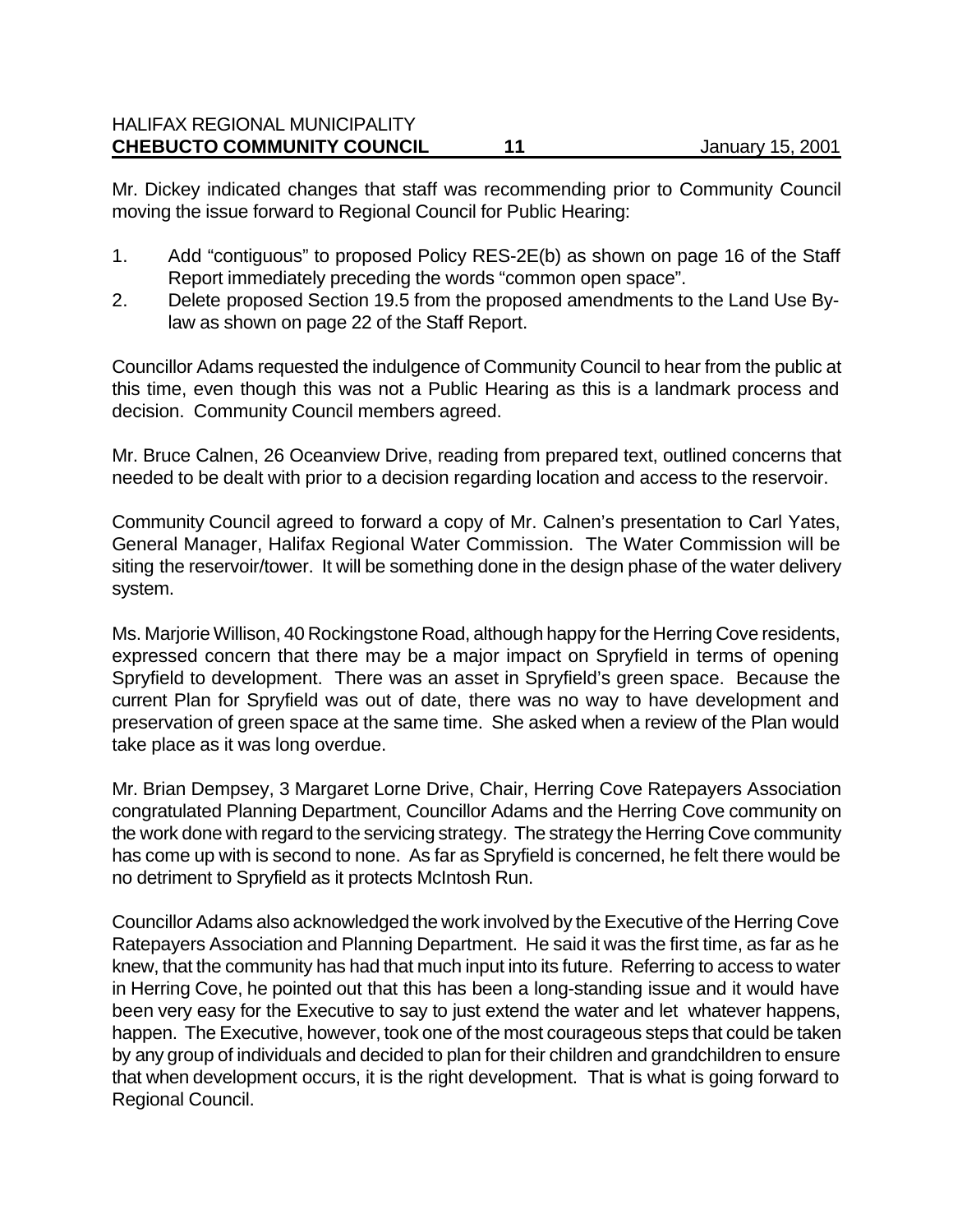Mr. Dickey indicated changes that staff was recommending prior to Community Council moving the issue forward to Regional Council for Public Hearing:

1. Add "contiguous" to proposed Policy RES-2E(b) as shown on page 16 of the Staff Report immediately preceding the words "common open space".
2. Delete proposed Section 19.5 from the proposed amendments to the Land Use By-law as shown on page 22 of the Staff Report.

Councillor Adams requested the indulgence of Community Council to hear from the public at this time, even though this was not a Public Hearing as this is a landmark process and decision. Community Council members agreed.

Mr. Bruce Calnen, 26 Oceanview Drive, reading from prepared text, outlined concerns that needed to be dealt with prior to a decision regarding location and access to the reservoir.

Community Council agreed to forward a copy of Mr. Calnen's presentation to Carl Yates, General Manager, Halifax Regional Water Commission. The Water Commission will be siting the reservoir/tower. It will be something done in the design phase of the water delivery system.

Ms. Marjorie Willison, 40 Rockingstone Road, although happy for the Herring Cove residents, expressed concern that there may be a major impact on Spryfield in terms of opening Spryfield to development. There was an asset in Spryfield's green space. Because the current Plan for Spryfield was out of date, there was no way to have development and preservation of green space at the same time. She asked when a review of the Plan would take place as it was long overdue.

Mr. Brian Dempsey, 3 Margaret Lorne Drive, Chair, Herring Cove Ratepayers Association congratulated Planning Department, Councillor Adams and the Herring Cove community on the work done with regard to the servicing strategy. The strategy the Herring Cove community has come up with is second to none. As far as Spryfield is concerned, he felt there would be no detriment to Spryfield as it protects McIntosh Run.

Councillor Adams also acknowledged the work involved by the Executive of the Herring Cove Ratepayers Association and Planning Department. He said it was the first time, as far as he knew, that the community has had that much input into its future. Referring to access to water in Herring Cove, he pointed out that this has been a long-standing issue and it would have been very easy for the Executive to say to just extend the water and let whatever happens, happen. The Executive, however, took one of the most courageous steps that could be taken by any group of individuals and decided to plan for their children and grandchildren to ensure that when development occurs, it is the right development. That is what is going forward to Regional Council.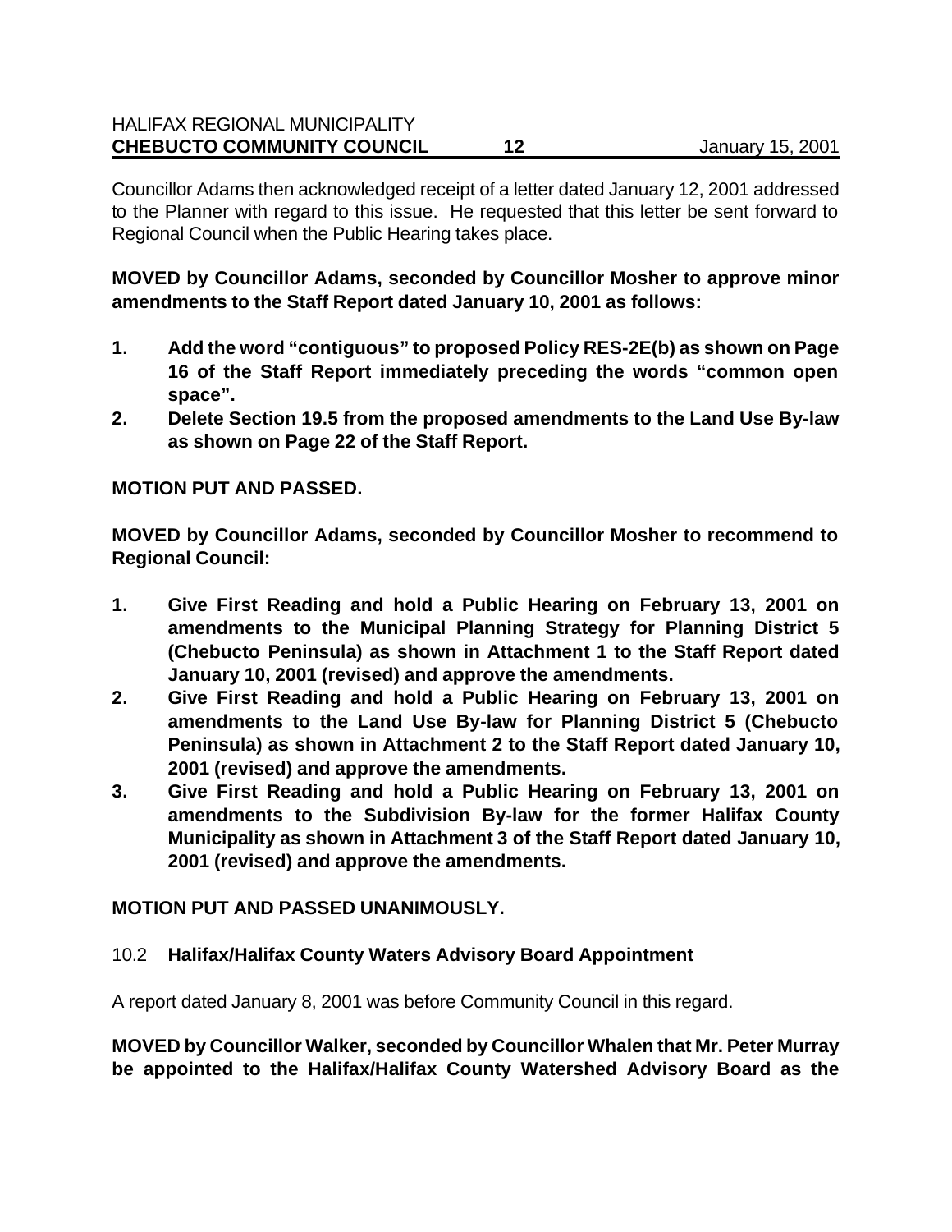Councillor Adams then acknowledged receipt of a letter dated January 12, 2001 addressed to the Planner with regard to this issue. He requested that this letter be sent forward to Regional Council when the Public Hearing takes place.

**MOVED by Councillor Adams, seconded by Councillor Mosher to approve minor amendments to the Staff Report dated January 10, 2001 as follows:**

1. **Add the word "contiguous" to proposed Policy RES-2E(b) as shown on Page 16 of the Staff Report immediately preceding the words "common open space".**
2. **Delete Section 19.5 from the proposed amendments to the Land Use By-law as shown on Page 22 of the Staff Report.**

**MOTION PUT AND PASSED.**

**MOVED by Councillor Adams, seconded by Councillor Mosher to recommend to Regional Council:**

1. **Give First Reading and hold a Public Hearing on February 13, 2001 on amendments to the Municipal Planning Strategy for Planning District 5 (Chebucto Peninsula) as shown in Attachment 1 to the Staff Report dated January 10, 2001 (revised) and approve the amendments.**
2. **Give First Reading and hold a Public Hearing on February 13, 2001 on amendments to the Land Use By-law for Planning District 5 (Chebucto Peninsula) as shown in Attachment 2 to the Staff Report dated January 10, 2001 (revised) and approve the amendments.**
3. **Give First Reading and hold a Public Hearing on February 13, 2001 on amendments to the Subdivision By-law for the former Halifax County Municipality as shown in Attachment 3 of the Staff Report dated January 10, 2001 (revised) and approve the amendments.**

**MOTION PUT AND PASSED UNANIMOUSLY.**

### 10.2 **Halifax/Halifax County Waters Advisory Board Appointment**

A report dated January 8, 2001 was before Community Council in this regard.

**MOVED by Councillor Walker, seconded by Councillor Whalen that Mr. Peter Murray be appointed to the Halifax/Halifax County Watershed Advisory Board as the**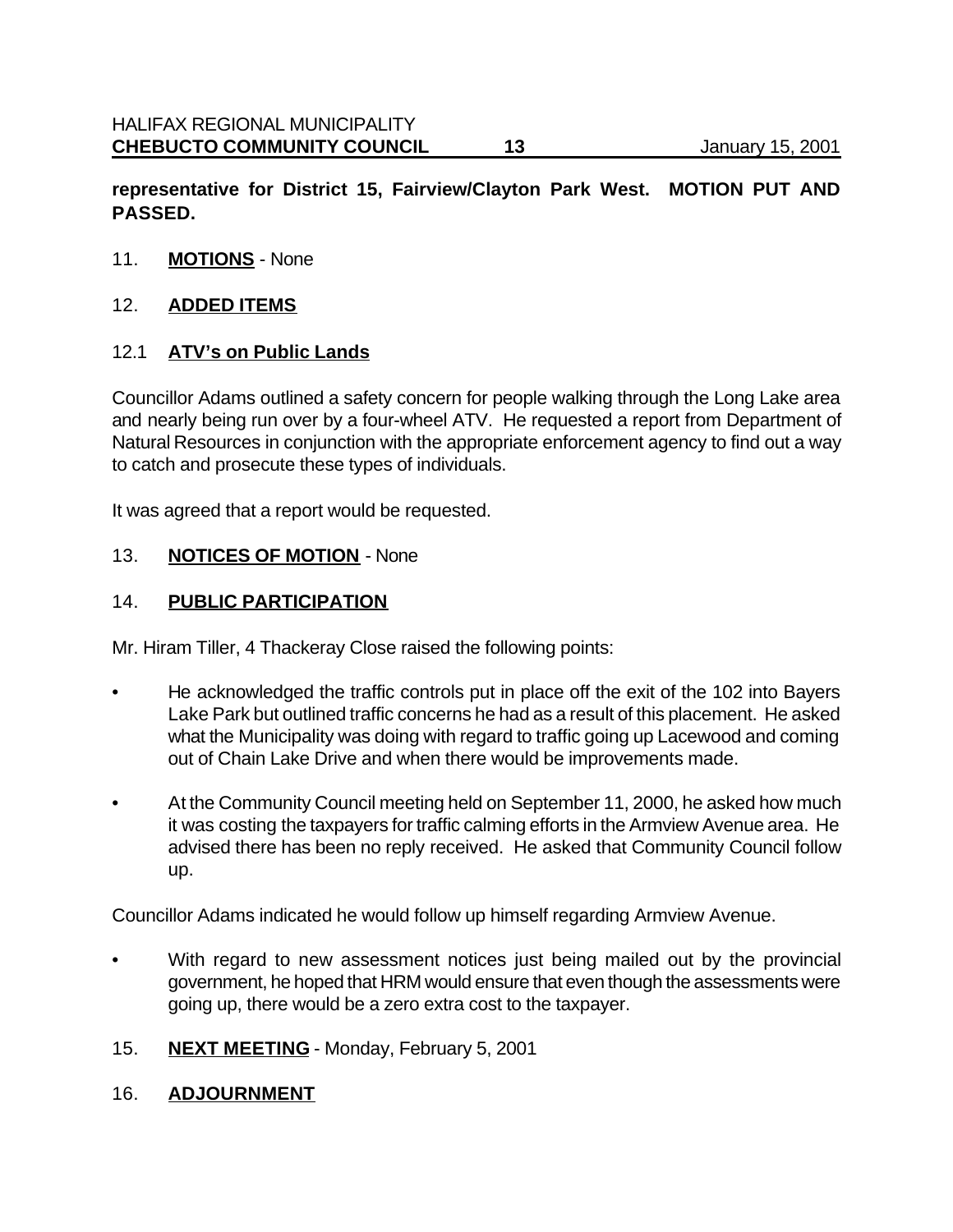**representative for District 15, Fairview/Clayton Park West. MOTION PUT AND PASSED.**

11. **MOTIONS** - None

12. **ADDED ITEMS**

12.1 **ATV's on Public Lands**

Councillor Adams outlined a safety concern for people walking through the Long Lake area and nearly being run over by a four-wheel ATV. He requested a report from Department of Natural Resources in conjunction with the appropriate enforcement agency to find out a way to catch and prosecute these types of individuals.

It was agreed that a report would be requested.

13. **NOTICES OF MOTION** - None

14. **PUBLIC PARTICIPATION**

Mr. Hiram Tiller, 4 Thackeray Close raised the following points:

- He acknowledged the traffic controls put in place off the exit of the 102 into Bayers Lake Park but outlined traffic concerns he had as a result of this placement. He asked what the Municipality was doing with regard to traffic going up Lacewood and coming out of Chain Lake Drive and when there would be improvements made.
- At the Community Council meeting held on September 11, 2000, he asked how much it was costing the taxpayers for traffic calming efforts in the Armview Avenue area. He advised there has been no reply received. He asked that Community Council follow up.

Councillor Adams indicated he would follow up himself regarding Armview Avenue.

- With regard to new assessment notices just being mailed out by the provincial government, he hoped that HRM would ensure that even though the assessments were going up, there would be a zero extra cost to the taxpayer.

15. **NEXT MEETING** - Monday, February 5, 2001

16. **ADJOURNMENT**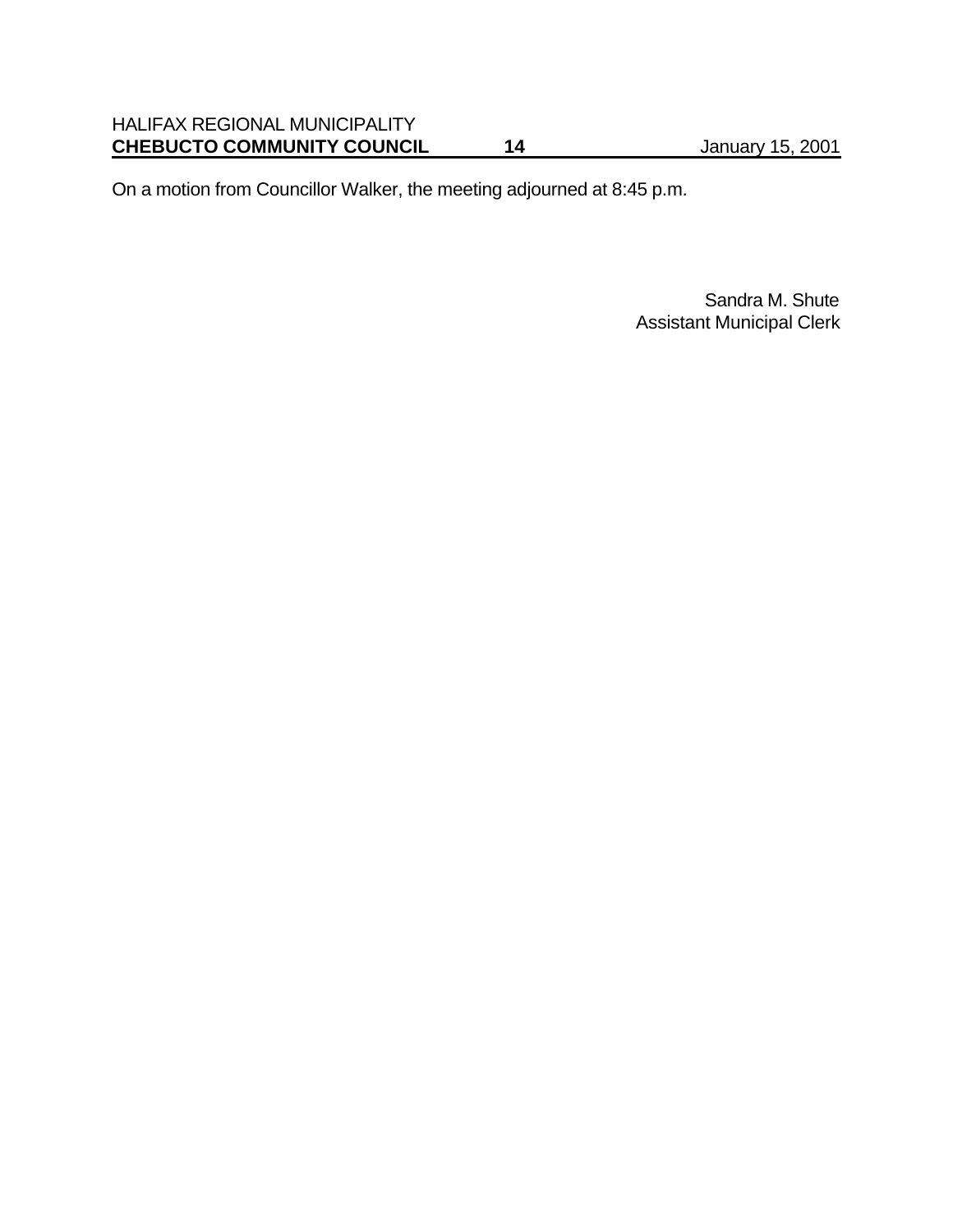On a motion from Councillor Walker, the meeting adjourned at 8:45 p.m.

Sandra M. Shute
Assistant Municipal Clerk